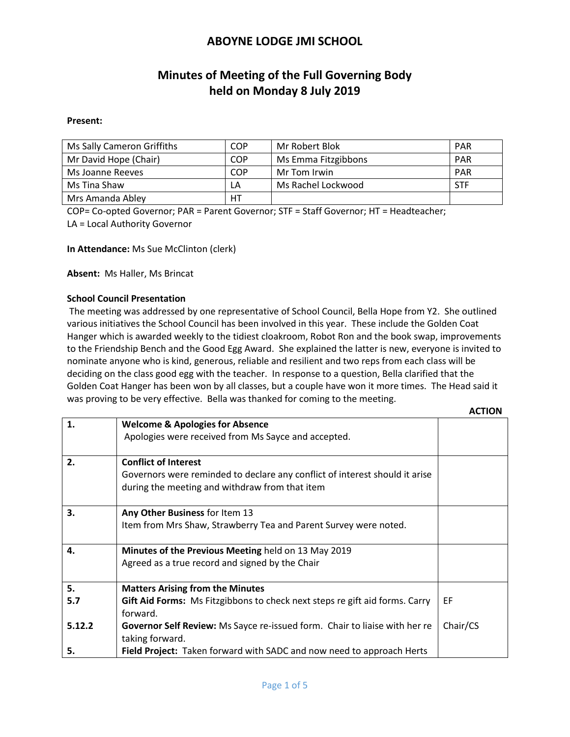# ABOYNE LODGE JMI SCHOOL

## Minutes of Meeting of the Full Governing Body held on Monday 8 July 2019

**Present:**

| | | | |
|---|---|---|---|
| Ms Sally Cameron Griffiths | COP | Mr Robert Blok | PAR |
| Mr David Hope (Chair) | COP | Ms Emma Fitzgibbons | PAR |
| Ms Joanne Reeves | COP | Mr Tom Irwin | PAR |
| Ms Tina Shaw | LA | Ms Rachel Lockwood | STF |
| Mrs Amanda Abley | HT | | |

COP= Co-opted Governor; PAR = Parent Governor; STF = Staff Governor; HT = Headteacher; LA = Local Authority Governor

**In Attendance:** Ms Sue McClinton (clerk)

**Absent:** Ms Haller, Ms Brincat

**School Council Presentation**

The meeting was addressed by one representative of School Council, Bella Hope from Y2. She outlined various initiatives the School Council has been involved in this year. These include the Golden Coat Hanger which is awarded weekly to the tidiest cloakroom, Robot Ron and the book swap, improvements to the Friendship Bench and the Good Egg Award. She explained the latter is new, everyone is invited to nominate anyone who is kind, generous, reliable and resilient and two reps from each class will be deciding on the class good egg with the teacher. In response to a question, Bella clarified that the Golden Coat Hanger has been won by all classes, but a couple have won it more times. The Head said it was proving to be very effective. Bella was thanked for coming to the meeting.

| | | **ACTION** |
|---|---|---|
| 1. | **Welcome & Apologies for Absence**<br>Apologies were received from Ms Sayce and accepted. | |
| 2. | **Conflict of Interest**<br>Governors were reminded to declare any conflict of interest should it arise during the meeting and withdraw from that item | |
| 3. | **Any Other Business** for Item 13<br>Item from Mrs Shaw, Strawberry Tea and Parent Survey were noted. | |
| 4. | **Minutes of the Previous Meeting** held on 13 May 2019<br>Agreed as a true record and signed by the Chair | |
| 5. | **Matters Arising from the Minutes** | |
| 5.7 | **Gift Aid Forms:** Ms Fitzgibbons to check next steps re gift aid forms. Carry forward. | EF |
| 5.12.2 | **Governor Self Review:** Ms Sayce re-issued form. Chair to liaise with her re taking forward. | Chair/CS |
| 5. | **Field Project:** Taken forward with SADC and now need to approach Herts | |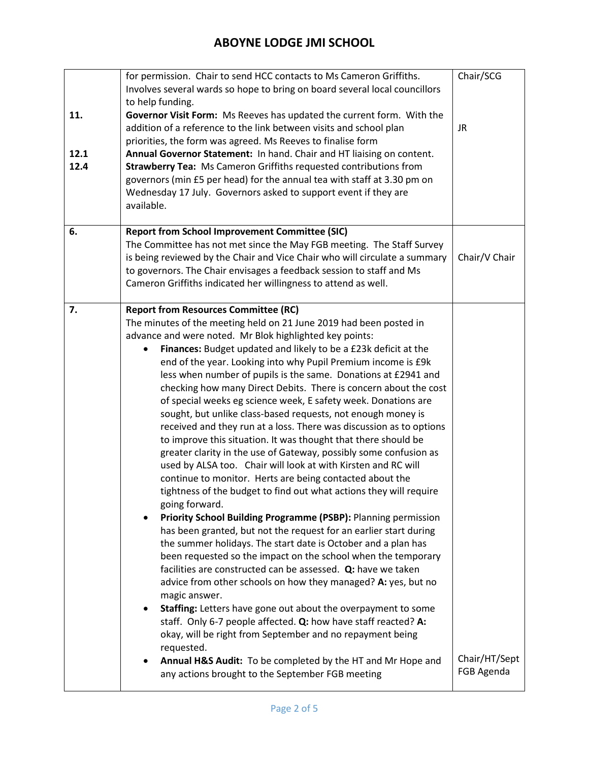# ABOYNE LODGE JMI SCHOOL

| | | |
|---|---|---|
| 11.<br><br>12.1<br>12.4 | for permission. Chair to send HCC contacts to Ms Cameron Griffiths. Involves several wards so hope to bring on board several local councillors to help funding.<br>**Governor Visit Form:** Ms Reeves has updated the current form. With the addition of a reference to the link between visits and school plan priorities, the form was agreed. Ms Reeves to finalise form<br>**Annual Governor Statement:** In hand. Chair and HT liaising on content.<br>**Strawberry Tea:** Ms Cameron Griffiths requested contributions from governors (min £5 per head) for the annual tea with staff at 3.30 pm on Wednesday 17 July. Governors asked to support event if they are available. | Chair/SCG<br><br>JR |
| 6. | **Report from School Improvement Committee (SIC)**<br>The Committee has not met since the May FGB meeting. The Staff Survey is being reviewed by the Chair and Vice Chair who will circulate a summary to governors. The Chair envisages a feedback session to staff and Ms Cameron Griffiths indicated her willingness to attend as well. | Chair/V Chair |
| 7. | **Report from Resources Committee (RC)**<br>The minutes of the meeting held on 21 June 2019 had been posted in advance and were noted. Mr Blok highlighted key points:<br>• **Finances:** Budget updated and likely to be a £23k deficit at the end of the year. Looking into why Pupil Premium income is £9k less when number of pupils is the same. Donations at £2941 and checking how many Direct Debits. There is concern about the cost of special weeks eg science week, E safety week. Donations are sought, but unlike class-based requests, not enough money is received and they run at a loss. There was discussion as to options to improve this situation. It was thought that there should be greater clarity in the use of Gateway, possibly some confusion as used by ALSA too. Chair will look at with Kirsten and RC will continue to monitor. Herts are being contacted about the tightness of the budget to find out what actions they will require going forward.<br>• **Priority School Building Programme (PSBP):** Planning permission has been granted, but not the request for an earlier start during the summer holidays. The start date is October and a plan has been requested so the impact on the school when the temporary facilities are constructed can be assessed. **Q:** have we taken advice from other schools on how they managed? **A:** yes, but no magic answer.<br>• **Staffing:** Letters have gone out about the overpayment to some staff. Only 6-7 people affected. **Q:** how have staff reacted? **A:** okay, will be right from September and no repayment being requested.<br>• **Annual H&S Audit:** To be completed by the HT and Mr Hope and any actions brought to the September FGB meeting | Chair/HT/Sept FGB Agenda |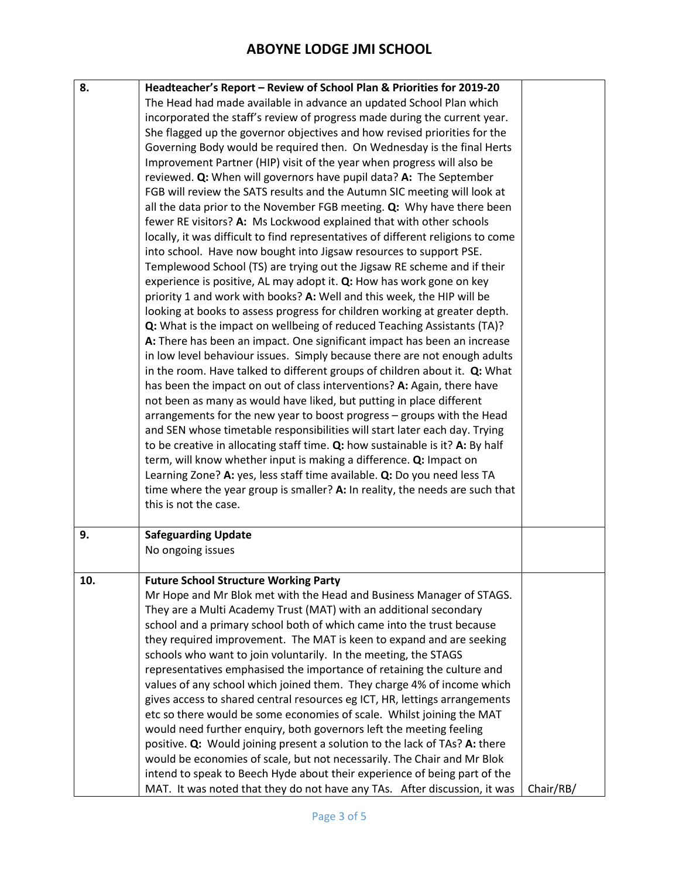| | | |
|---|---|---|
| 8. | **Headteacher's Report – Review of School Plan & Priorities for 2019-20** The Head had made available in advance an updated School Plan which incorporated the staff's review of progress made during the current year. She flagged up the governor objectives and how revised priorities for the Governing Body would be required then. On Wednesday is the final Herts Improvement Partner (HIP) visit of the year when progress will also be reviewed. **Q:** When will governors have pupil data? **A:** The September FGB will review the SATS results and the Autumn SIC meeting will look at all the data prior to the November FGB meeting. **Q:** Why have there been fewer RE visitors? **A:** Ms Lockwood explained that with other schools locally, it was difficult to find representatives of different religions to come into school. Have now bought into Jigsaw resources to support PSE. Templewood School (TS) are trying out the Jigsaw RE scheme and if their experience is positive, AL may adopt it. **Q:** How has work gone on key priority 1 and work with books? **A:** Well and this week, the HIP will be looking at books to assess progress for children working at greater depth. **Q:** What is the impact on wellbeing of reduced Teaching Assistants (TA)? **A:** There has been an impact. One significant impact has been an increase in low level behaviour issues. Simply because there are not enough adults in the room. Have talked to different groups of children about it. **Q:** What has been the impact on out of class interventions? **A:** Again, there have not been as many as would have liked, but putting in place different arrangements for the new year to boost progress – groups with the Head and SEN whose timetable responsibilities will start later each day. Trying to be creative in allocating staff time. **Q:** how sustainable is it? **A:** By half term, will know whether input is making a difference. **Q:** Impact on Learning Zone? **A:** yes, less staff time available. **Q:** Do you need less TA time where the year group is smaller? **A:** In reality, the needs are such that this is not the case. | |
| 9. | **Safeguarding Update** No ongoing issues | |
| 10. | **Future School Structure Working Party** Mr Hope and Mr Blok met with the Head and Business Manager of STAGS. They are a Multi Academy Trust (MAT) with an additional secondary school and a primary school both of which came into the trust because they required improvement. The MAT is keen to expand and are seeking schools who want to join voluntarily. In the meeting, the STAGS representatives emphasised the importance of retaining the culture and values of any school which joined them. They charge 4% of income which gives access to shared central resources eg ICT, HR, lettings arrangements etc so there would be some economies of scale. Whilst joining the MAT would need further enquiry, both governors left the meeting feeling positive. **Q:** Would joining present a solution to the lack of TAs? **A:** there would be economies of scale, but not necessarily. The Chair and Mr Blok intend to speak to Beech Hyde about their experience of being part of the MAT. It was noted that they do not have any TAs. After discussion, it was | Chair/RB/ |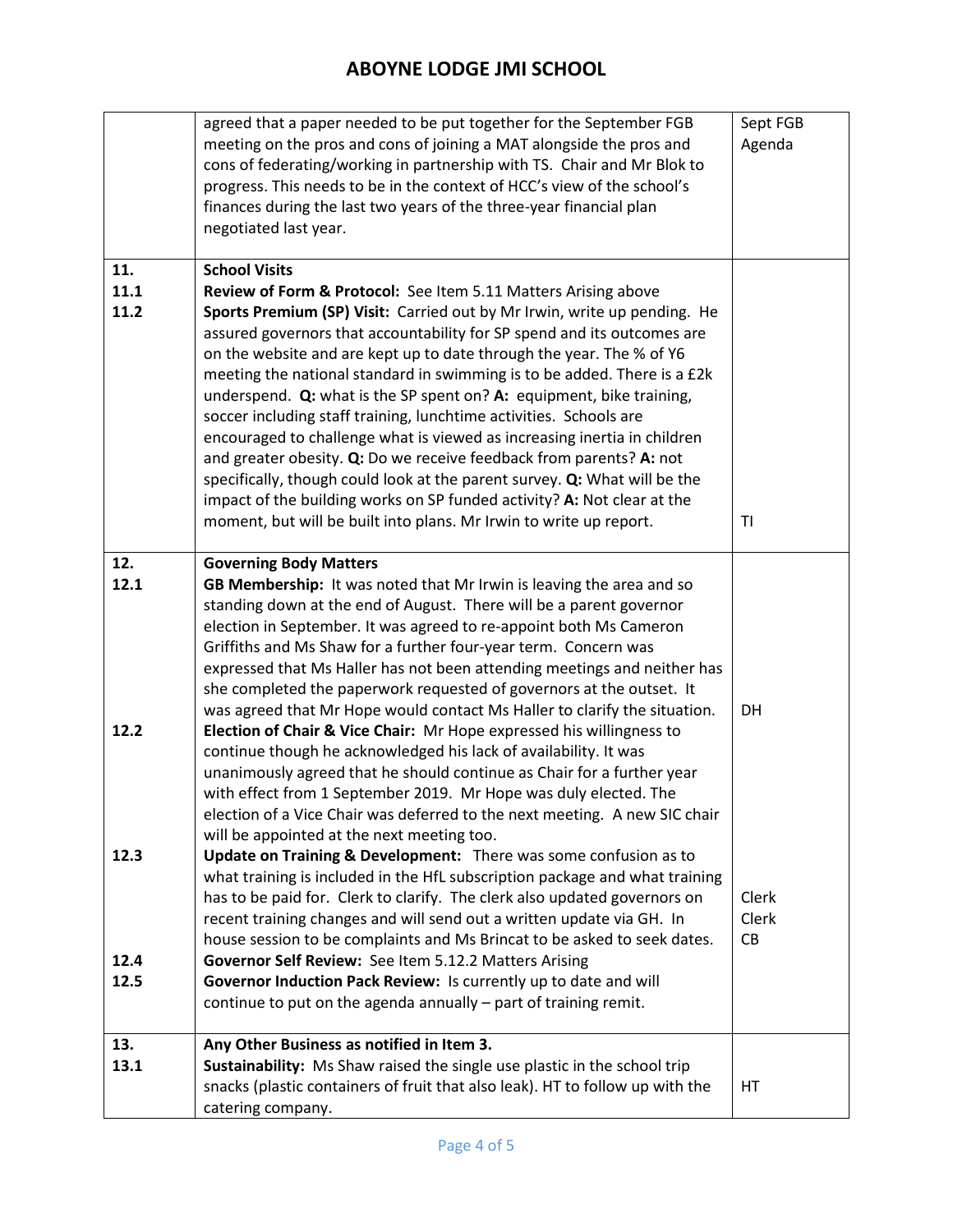# ABOYNE LODGE JMI SCHOOL

| | | |
|---|---|---|
| | agreed that a paper needed to be put together for the September FGB meeting on the pros and cons of joining a MAT alongside the pros and cons of federating/working in partnership with TS. Chair and Mr Blok to progress. This needs to be in the context of HCC's view of the school's finances during the last two years of the three-year financial plan negotiated last year. | Sept FGB Agenda |
| **11.**<br>**11.1**<br>**11.2** | **School Visits**<br>**Review of Form & Protocol:** See Item 5.11 Matters Arising above<br>**Sports Premium (SP) Visit:** Carried out by Mr Irwin, write up pending. He assured governors that accountability for SP spend and its outcomes are on the website and are kept up to date through the year. The % of Y6 meeting the national standard in swimming is to be added. There is a £2k underspend. **Q:** what is the SP spent on? **A:** equipment, bike training, soccer including staff training, lunchtime activities. Schools are encouraged to challenge what is viewed as increasing inertia in children and greater obesity. **Q:** Do we receive feedback from parents? **A:** not specifically, though could look at the parent survey. **Q:** What will be the impact of the building works on SP funded activity? **A:** Not clear at the moment, but will be built into plans. Mr Irwin to write up report. | TI |
| **12.**<br>**12.1**<br><br><br><br><br><br><br>**12.2**<br><br><br><br><br><br>**12.3**<br><br><br><br>**12.4**<br>**12.5** | **Governing Body Matters**<br>**GB Membership:** It was noted that Mr Irwin is leaving the area and so standing down at the end of August. There will be a parent governor election in September. It was agreed to re-appoint both Ms Cameron Griffiths and Ms Shaw for a further four-year term. Concern was expressed that Ms Haller has not been attending meetings and neither has she completed the paperwork requested of governors at the outset. It was agreed that Mr Hope would contact Ms Haller to clarify the situation.<br>**Election of Chair & Vice Chair:** Mr Hope expressed his willingness to continue though he acknowledged his lack of availability. It was unanimously agreed that he should continue as Chair for a further year with effect from 1 September 2019. Mr Hope was duly elected. The election of a Vice Chair was deferred to the next meeting. A new SIC chair will be appointed at the next meeting too.<br>**Update on Training & Development:** There was some confusion as to what training is included in the HfL subscription package and what training has to be paid for. Clerk to clarify. The clerk also updated governors on recent training changes and will send out a written update via GH. In house session to be complaints and Ms Brincat to be asked to seek dates.<br>**Governor Self Review:** See Item 5.12.2 Matters Arising<br>**Governor Induction Pack Review:** Is currently up to date and will continue to put on the agenda annually – part of training remit. | DH<br><br>Clerk<br>Clerk<br>CB |
| **13.**<br>**13.1** | **Any Other Business as notified in Item 3.**<br>**Sustainability:** Ms Shaw raised the single use plastic in the school trip snacks (plastic containers of fruit that also leak). HT to follow up with the catering company. | HT |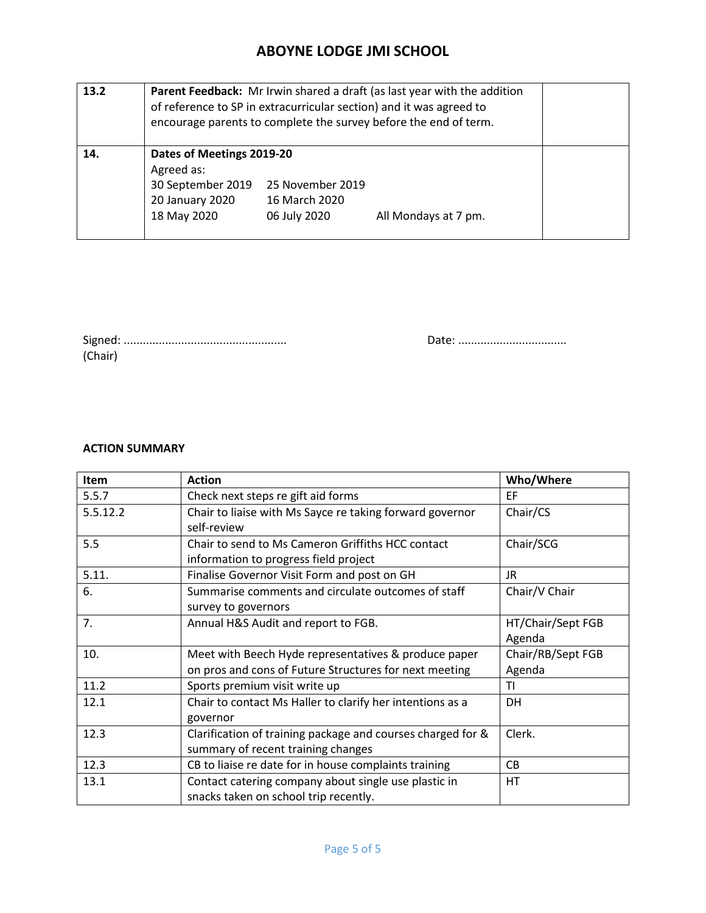| | | |
|---|---|---|
| 13.2 | **Parent Feedback:** Mr Irwin shared a draft (as last year with the addition of reference to SP in extracurricular section) and it was agreed to encourage parents to complete the survey before the end of term. | |
| 14. | **Dates of Meetings 2019-20**<br>Agreed as:<br>30 September 2019 25 November 2019<br>20 January 2020 16 March 2020<br>18 May 2020 06 July 2020 All Mondays at 7 pm. | |

Signed: ..................................................
(Chair)

Date: .................................

**ACTION SUMMARY**

| Item | Action | Who/Where |
|---|---|---|
| 5.5.7 | Check next steps re gift aid forms | EF |
| 5.5.12.2 | Chair to liaise with Ms Sayce re taking forward governor self-review | Chair/CS |
| 5.5 | Chair to send to Ms Cameron Griffiths HCC contact information to progress field project | Chair/SCG |
| 5.11. | Finalise Governor Visit Form and post on GH | JR |
| 6. | Summarise comments and circulate outcomes of staff survey to governors | Chair/V Chair |
| 7. | Annual H&S Audit and report to FGB. | HT/Chair/Sept FGB Agenda |
| 10. | Meet with Beech Hyde representatives & produce paper on pros and cons of Future Structures for next meeting | Chair/RB/Sept FGB Agenda |
| 11.2 | Sports premium visit write up | TI |
| 12.1 | Chair to contact Ms Haller to clarify her intentions as a governor | DH |
| 12.3 | Clarification of training package and courses charged for & summary of recent training changes | Clerk. |
| 12.3 | CB to liaise re date for in house complaints training | CB |
| 13.1 | Contact catering company about single use plastic in snacks taken on school trip recently. | HT |